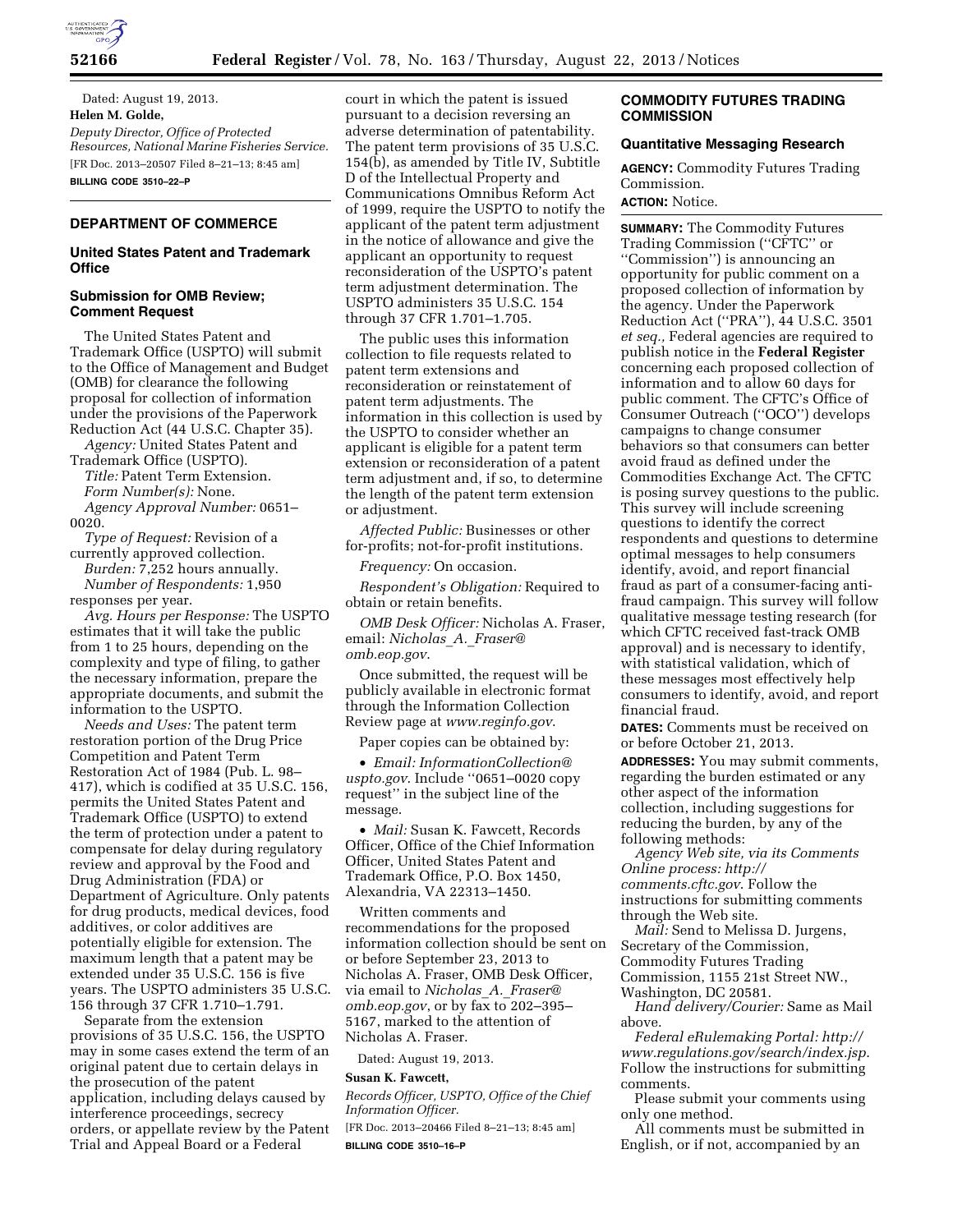Dated: August 19, 2013.

**Helen M. Golde,**

*Deputy Director, Office of Protected Resources, National Marine Fisheries Service.*

[FR Doc. 2013–20507 Filed 8–21–13; 8:45 am]

**BILLING CODE 3510–22–P**

## DEPARTMENT OF COMMERCE

### United States Patent and Trademark Office

### Submission for OMB Review; Comment Request

The United States Patent and Trademark Office (USPTO) will submit to the Office of Management and Budget (OMB) for clearance the following proposal for collection of information under the provisions of the Paperwork Reduction Act (44 U.S.C. Chapter 35).

*Agency:* United States Patent and Trademark Office (USPTO).

*Title:* Patent Term Extension.

*Form Number(s):* None.

*Agency Approval Number:* 0651–0020.

*Type of Request:* Revision of a currently approved collection.

*Burden:* 7,252 hours annually.

*Number of Respondents:* 1,950 responses per year.

*Avg. Hours per Response:* The USPTO estimates that it will take the public from 1 to 25 hours, depending on the complexity and type of filing, to gather the necessary information, prepare the appropriate documents, and submit the information to the USPTO.

*Needs and Uses:* The patent term restoration portion of the Drug Price Competition and Patent Term Restoration Act of 1984 (Pub. L. 98–417), which is codified at 35 U.S.C. 156, permits the United States Patent and Trademark Office (USPTO) to extend the term of protection under a patent to compensate for delay during regulatory review and approval by the Food and Drug Administration (FDA) or Department of Agriculture. Only patents for drug products, medical devices, food additives, or color additives are potentially eligible for extension. The maximum length that a patent may be extended under 35 U.S.C. 156 is five years. The USPTO administers 35 U.S.C. 156 through 37 CFR 1.710–1.791.

Separate from the extension provisions of 35 U.S.C. 156, the USPTO may in some cases extend the term of an original patent due to certain delays in the prosecution of the patent application, including delays caused by interference proceedings, secrecy orders, or appellate review by the Patent Trial and Appeal Board or a Federal court in which the patent is issued pursuant to a decision reversing an adverse determination of patentability. The patent term provisions of 35 U.S.C. 154(b), as amended by Title IV, Subtitle D of the Intellectual Property and Communications Omnibus Reform Act of 1999, require the USPTO to notify the applicant of the patent term adjustment in the notice of allowance and give the applicant an opportunity to request reconsideration of the USPTO's patent term adjustment determination. The USPTO administers 35 U.S.C. 154 through 37 CFR 1.701–1.705.

The public uses this information collection to file requests related to patent term extensions and reconsideration or reinstatement of patent term adjustments. The information in this collection is used by the USPTO to consider whether an applicant is eligible for a patent term extension or reconsideration of a patent term adjustment and, if so, to determine the length of the patent term extension or adjustment.

*Affected Public:* Businesses or other for-profits; not-for-profit institutions.

*Frequency:* On occasion.

*Respondent's Obligation:* Required to obtain or retain benefits.

*OMB Desk Officer:* Nicholas A. Fraser, email: *Nicholas_A._Fraser@omb.eop.gov*.

Once submitted, the request will be publicly available in electronic format through the Information Collection Review page at *www.reginfo.gov*.

Paper copies can be obtained by:

- *Email: InformationCollection@uspto.gov*. Include ''0651–0020 copy request'' in the subject line of the message.
- *Mail:* Susan K. Fawcett, Records Officer, Office of the Chief Information Officer, United States Patent and Trademark Office, P.O. Box 1450, Alexandria, VA 22313–1450.

Written comments and recommendations for the proposed information collection should be sent on or before September 23, 2013 to Nicholas A. Fraser, OMB Desk Officer, via email to *Nicholas_A._Fraser@omb.eop.gov*, or by fax to 202–395–5167, marked to the attention of Nicholas A. Fraser.

Dated: August 19, 2013.

**Susan K. Fawcett,**

*Records Officer, USPTO, Office of the Chief Information Officer.*

[FR Doc. 2013–20466 Filed 8–21–13; 8:45 am]

**BILLING CODE 3510–16–P**

## COMMODITY FUTURES TRADING COMMISSION

### Quantitative Messaging Research

**AGENCY:** Commodity Futures Trading Commission.

**ACTION:** Notice.

**SUMMARY:** The Commodity Futures Trading Commission (''CFTC'' or ''Commission'') is announcing an opportunity for public comment on a proposed collection of information by the agency. Under the Paperwork Reduction Act (''PRA''), 44 U.S.C. 3501 *et seq.,* Federal agencies are required to publish notice in the **Federal Register** concerning each proposed collection of information and to allow 60 days for public comment. The CFTC's Office of Consumer Outreach (''OCO'') develops campaigns to change consumer behaviors so that consumers can better avoid fraud as defined under the Commodities Exchange Act. The CFTC is posing survey questions to the public. This survey will include screening questions to identify the correct respondents and questions to determine optimal messages to help consumers identify, avoid, and report financial fraud as part of a consumer-facing anti-fraud campaign. This survey will follow qualitative message testing research (for which CFTC received fast-track OMB approval) and is necessary to identify, with statistical validation, which of these messages most effectively help consumers to identify, avoid, and report financial fraud.

**DATES:** Comments must be received on or before October 21, 2013.

**ADDRESSES:** You may submit comments, regarding the burden estimated or any other aspect of the information collection, including suggestions for reducing the burden, by any of the following methods:

*Agency Web site, via its Comments Online process: http://comments.cftc.gov*. Follow the instructions for submitting comments through the Web site.

*Mail:* Send to Melissa D. Jurgens, Secretary of the Commission, Commodity Futures Trading Commission, 1155 21st Street NW., Washington, DC 20581.

*Hand delivery/Courier:* Same as Mail above.

*Federal eRulemaking Portal: http://www.regulations.gov/search/index.jsp*. Follow the instructions for submitting comments.

Please submit your comments using only one method.

All comments must be submitted in English, or if not, accompanied by an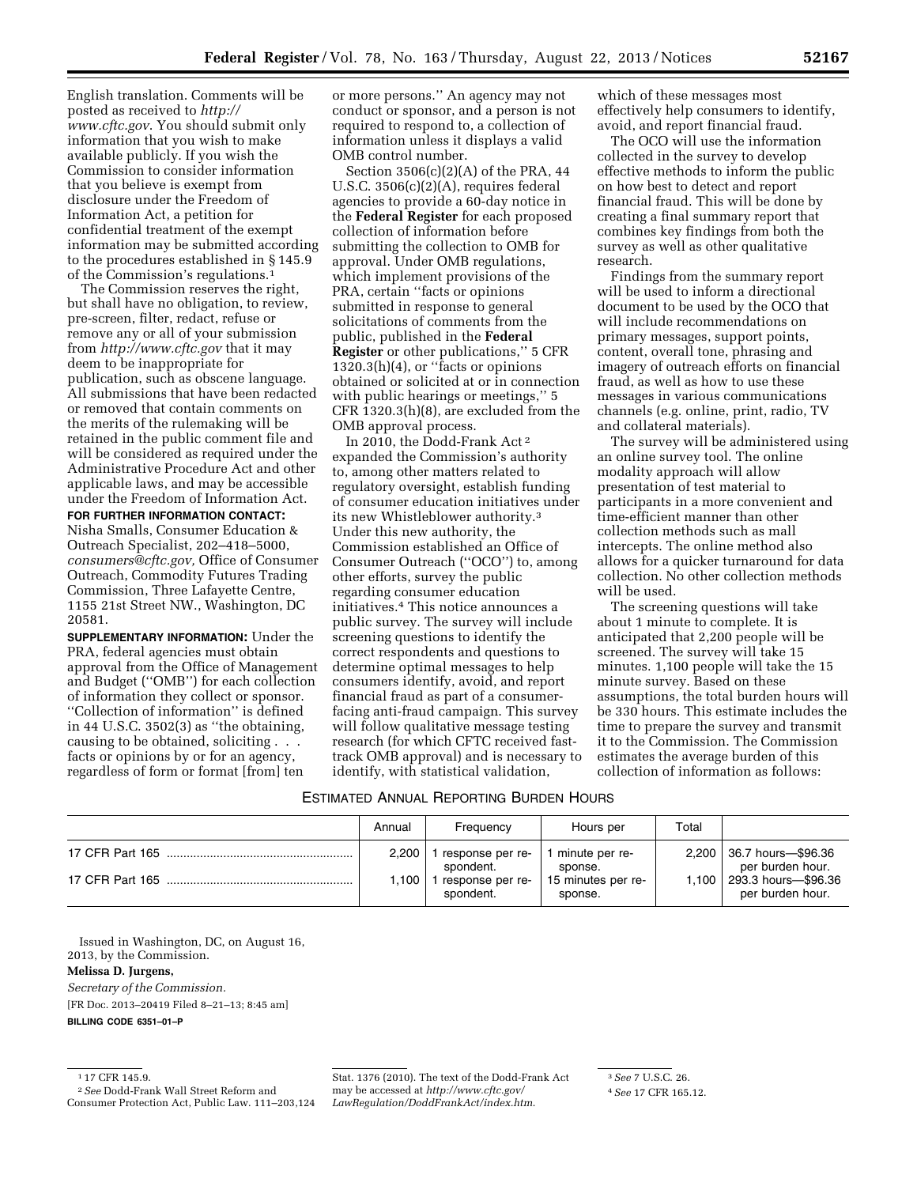English translation. Comments will be posted as received to *http://www.cftc.gov*. You should submit only information that you wish to make available publicly. If you wish the Commission to consider information that you believe is exempt from disclosure under the Freedom of Information Act, a petition for confidential treatment of the exempt information may be submitted according to the procedures established in § 145.9 of the Commission's regulations.[1]

The Commission reserves the right, but shall have no obligation, to review, pre-screen, filter, redact, refuse or remove any or all of your submission from *http://www.cftc.gov* that it may deem to be inappropriate for publication, such as obscene language. All submissions that have been redacted or removed that contain comments on the merits of the rulemaking will be retained in the public comment file and will be considered as required under the Administrative Procedure Act and other applicable laws, and may be accessible under the Freedom of Information Act.

**FOR FURTHER INFORMATION CONTACT:** Nisha Smalls, Consumer Education & Outreach Specialist, 202–418–5000, *consumers@cftc.gov,* Office of Consumer Outreach, Commodity Futures Trading Commission, Three Lafayette Centre, 1155 21st Street NW., Washington, DC 20581.

**SUPPLEMENTARY INFORMATION:** Under the PRA, federal agencies must obtain approval from the Office of Management and Budget (''OMB'') for each collection of information they collect or sponsor. ''Collection of information'' is defined in 44 U.S.C. 3502(3) as ''the obtaining, causing to be obtained, soliciting . . . facts or opinions by or for an agency, regardless of form or format [from] ten or more persons.'' An agency may not conduct or sponsor, and a person is not required to respond to, a collection of information unless it displays a valid OMB control number.

Section 3506(c)(2)(A) of the PRA, 44 U.S.C. 3506(c)(2)(A), requires federal agencies to provide a 60-day notice in the **Federal Register** for each proposed collection of information before submitting the collection to OMB for approval. Under OMB regulations, which implement provisions of the PRA, certain ''facts or opinions submitted in response to general solicitations of comments from the public, published in the **Federal Register** or other publications,'' 5 CFR 1320.3(h)(4), or ''facts or opinions obtained or solicited at or in connection with public hearings or meetings,'' 5 CFR 1320.3(h)(8), are excluded from the OMB approval process.

In 2010, the Dodd-Frank Act[2] expanded the Commission's authority to, among other matters related to regulatory oversight, establish funding of consumer education initiatives under its new Whistleblower authority.[3] Under this new authority, the Commission established an Office of Consumer Outreach (''OCO'') to, among other efforts, survey the public regarding consumer education initiatives.[4] This notice announces a public survey. The survey will include screening questions to identify the correct respondents and questions to determine optimal messages to help consumers identify, avoid, and report financial fraud as part of a consumer-facing anti-fraud campaign. This survey will follow qualitative message testing research (for which CFTC received fast-track OMB approval) and is necessary to identify, with statistical validation, which of these messages most effectively help consumers to identify, avoid, and report financial fraud.

The OCO will use the information collected in the survey to develop effective methods to inform the public on how best to detect and report financial fraud. This will be done by creating a final summary report that combines key findings from both the survey as well as other qualitative research.

Findings from the summary report will be used to inform a directional document to be used by the OCO that will include recommendations on primary messages, support points, content, overall tone, phrasing and imagery of outreach efforts on financial fraud, as well as how to use these messages in various communications channels (e.g. online, print, radio, TV and collateral materials).

The survey will be administered using an online survey tool. The online modality approach will allow presentation of test material to participants in a more convenient and time-efficient manner than other collection methods such as mall intercepts. The online method also allows for a quicker turnaround for data collection. No other collection methods will be used.

The screening questions will take about 1 minute to complete. It is anticipated that 2,200 people will be screened. The survey will take 15 minutes. 1,100 people will take the 15 minute survey. Based on these assumptions, the total burden hours will be 330 hours. This estimate includes the time to prepare the survey and transmit it to the Commission. The Commission estimates the average burden of this collection of information as follows:

ESTIMATED ANNUAL REPORTING BURDEN HOURS

| | Annual | Frequency | Hours per | Total | |
|---|---|---|---|---|---|
| 17 CFR Part 165 | 2,200 | 1 response per respondent. | 1 minute per response. | 2,200 | 36.7 hours—$96.36 per burden hour. |
| 17 CFR Part 165 | 1,100 | 1 response per respondent. | 15 minutes per response. | 1,100 | 293.3 hours—$96.36 per burden hour. |

Issued in Washington, DC, on August 16, 2013, by the Commission.

**Melissa D. Jurgens,**

*Secretary of the Commission.*

[FR Doc. 2013–20419 Filed 8–21–13; 8:45 am]

**BILLING CODE 6351–01–P**

---

[1] 17 CFR 145.9.

[2] *See* Dodd-Frank Wall Street Reform and Consumer Protection Act, Public Law. 111–203,124 Stat. 1376 (2010). The text of the Dodd-Frank Act may be accessed at *http://www.cftc.gov/LawRegulation/DoddFrankAct/index.htm.*

[3] *See* 7 U.S.C. 26.

[4] *See* 17 CFR 165.12.